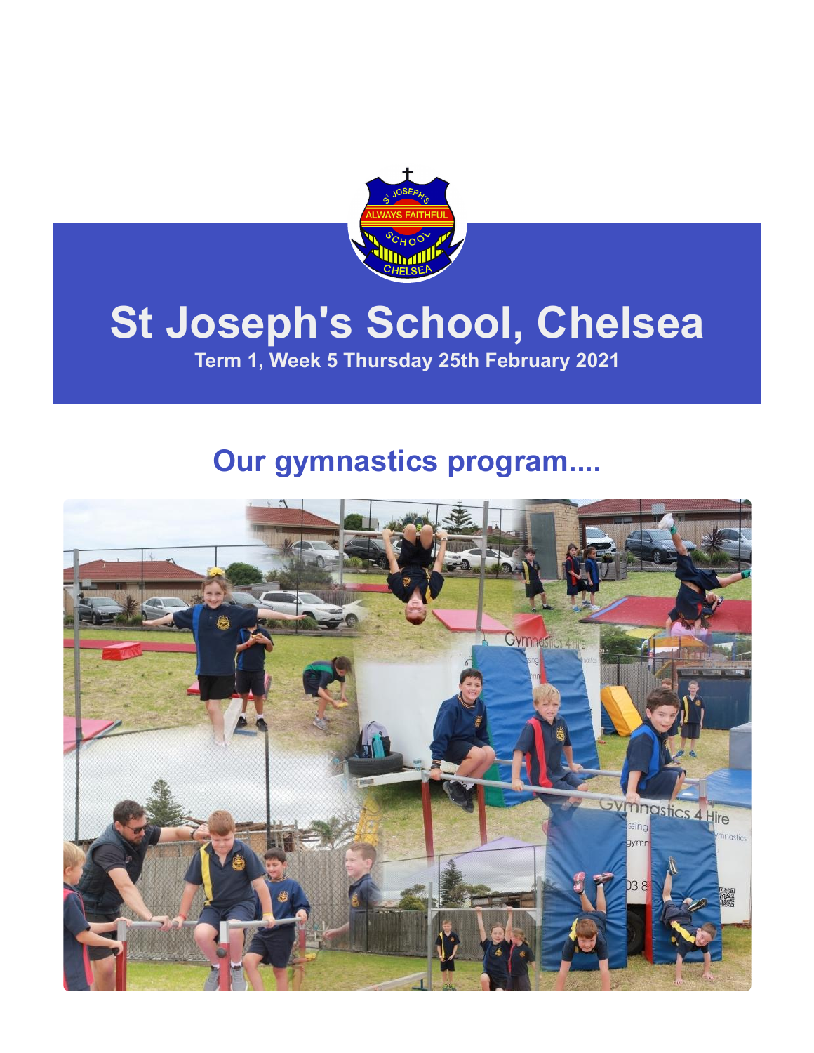# St Joseph's School, Chelsea

Term 1, Week 5 Thursday 25th February 2021

## Our gymnastics program....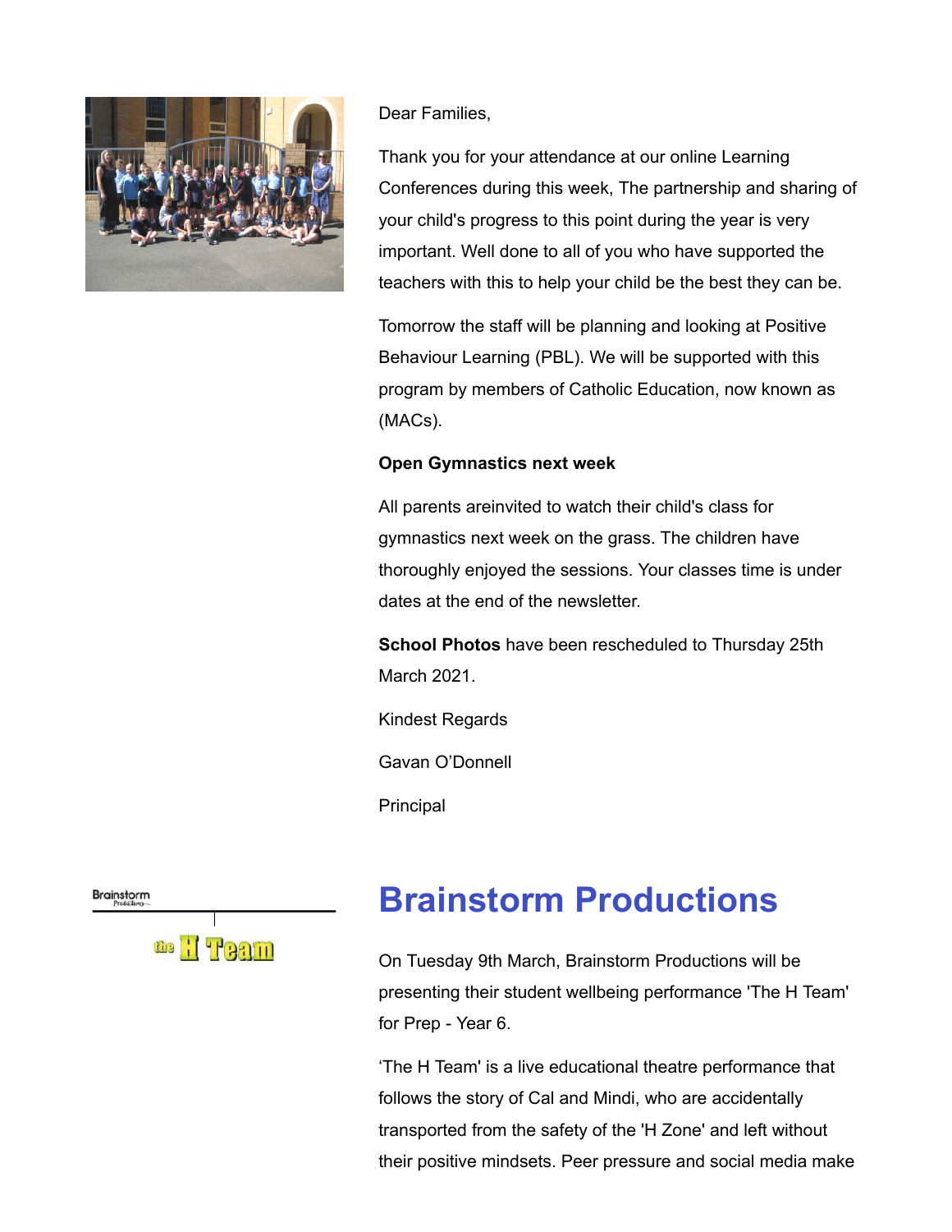Dear Families,

Thank you for your attendance at our online Learning Conferences during this week, The partnership and sharing of your child's progress to this point during the year is very important. Well done to all of you who have supported the teachers with this to help your child be the best they can be.

Tomorrow the staff will be planning and looking at Positive Behaviour Learning (PBL). We will be supported with this program by members of Catholic Education, now known as (MACs).

**Open Gymnastics next week**

All parents areinvited to watch their child's class for gymnastics next week on the grass. The children have thoroughly enjoyed the sessions. Your classes time is under dates at the end of the newsletter.

**School Photos** have been rescheduled to Thursday 25th March 2021.

Kindest Regards

Gavan O'Donnell

Principal

# Brainstorm Productions

On Tuesday 9th March, Brainstorm Productions will be presenting their student wellbeing performance 'The H Team' for Prep - Year 6.

'The H Team' is a live educational theatre performance that follows the story of Cal and Mindi, who are accidentally transported from the safety of the 'H Zone' and left without their positive mindsets. Peer pressure and social media make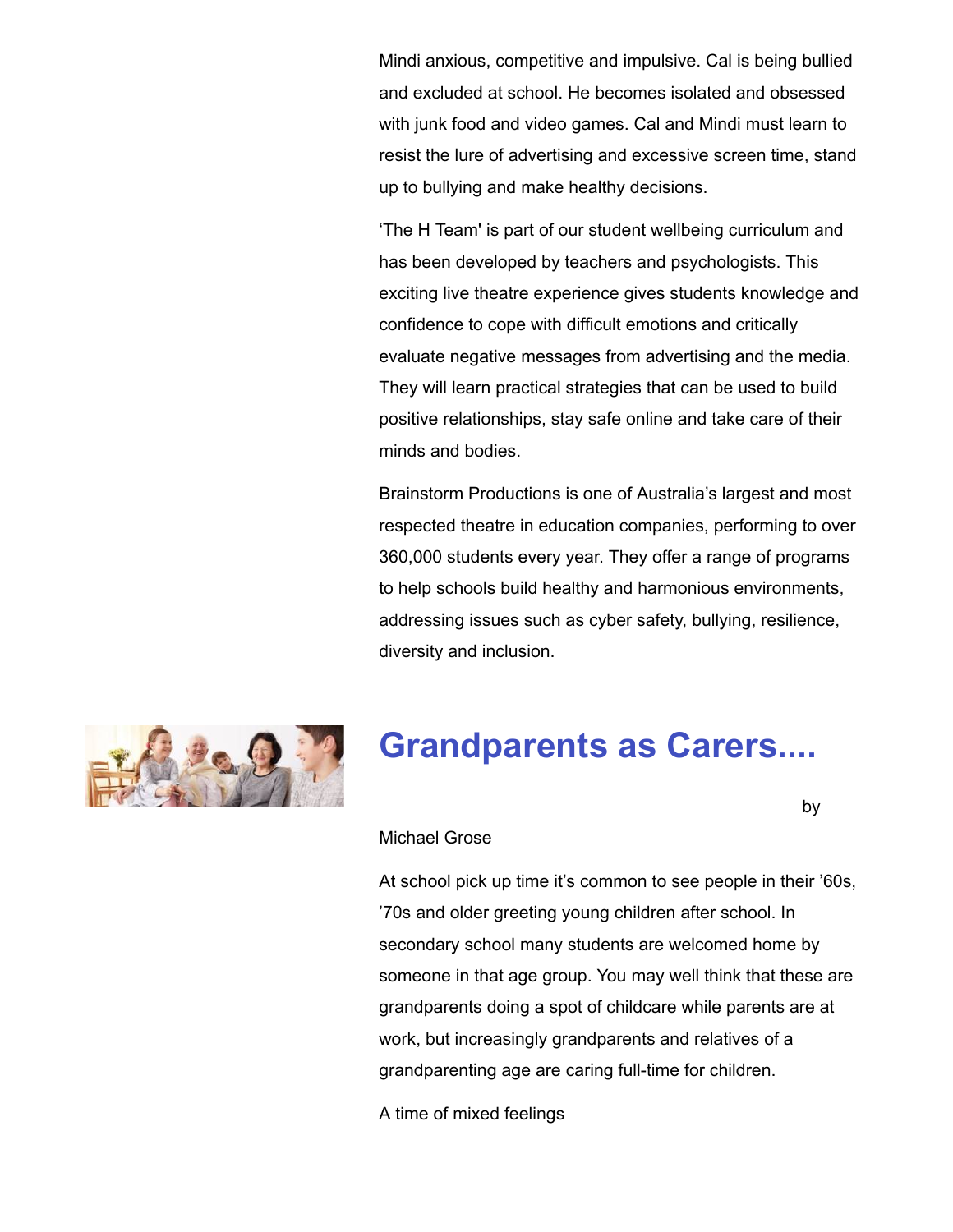Mindi anxious, competitive and impulsive. Cal is being bullied and excluded at school. He becomes isolated and obsessed with junk food and video games. Cal and Mindi must learn to resist the lure of advertising and excessive screen time, stand up to bullying and make healthy decisions.

'The H Team' is part of our student wellbeing curriculum and has been developed by teachers and psychologists. This exciting live theatre experience gives students knowledge and confidence to cope with difficult emotions and critically evaluate negative messages from advertising and the media. They will learn practical strategies that can be used to build positive relationships, stay safe online and take care of their minds and bodies.

Brainstorm Productions is one of Australia's largest and most respected theatre in education companies, performing to over 360,000 students every year. They offer a range of programs to help schools build healthy and harmonious environments, addressing issues such as cyber safety, bullying, resilience, diversity and inclusion.

## Grandparents as Carers....

by Michael Grose

At school pick up time it's common to see people in their '60s, '70s and older greeting young children after school. In secondary school many students are welcomed home by someone in that age group. You may well think that these are grandparents doing a spot of childcare while parents are at work, but increasingly grandparents and relatives of a grandparenting age are caring full-time for children.

A time of mixed feelings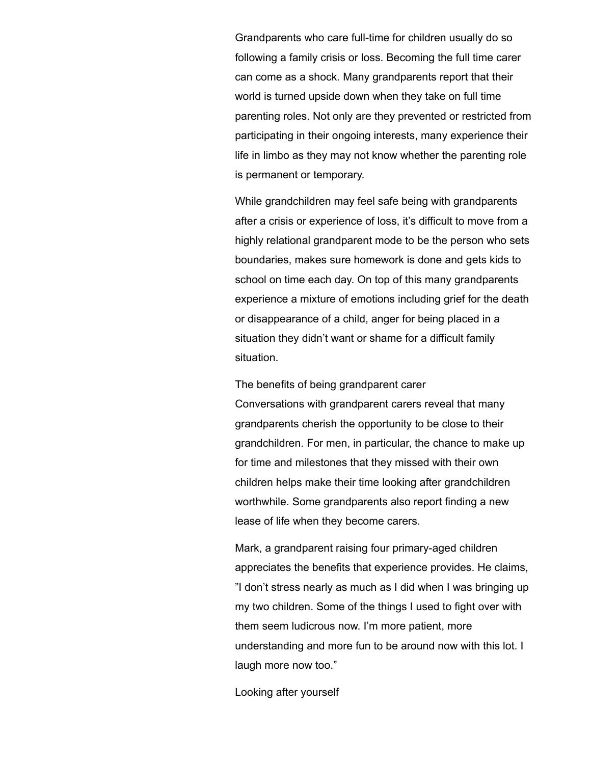Grandparents who care full-time for children usually do so following a family crisis or loss. Becoming the full time carer can come as a shock. Many grandparents report that their world is turned upside down when they take on full time parenting roles. Not only are they prevented or restricted from participating in their ongoing interests, many experience their life in limbo as they may not know whether the parenting role is permanent or temporary.

While grandchildren may feel safe being with grandparents after a crisis or experience of loss, it's difficult to move from a highly relational grandparent mode to be the person who sets boundaries, makes sure homework is done and gets kids to school on time each day. On top of this many grandparents experience a mixture of emotions including grief for the death or disappearance of a child, anger for being placed in a situation they didn't want or shame for a difficult family situation.

## The benefits of being grandparent carer

Conversations with grandparent carers reveal that many grandparents cherish the opportunity to be close to their grandchildren. For men, in particular, the chance to make up for time and milestones that they missed with their own children helps make their time looking after grandchildren worthwhile. Some grandparents also report finding a new lease of life when they become carers.

Mark, a grandparent raising four primary-aged children appreciates the benefits that experience provides. He claims, "I don't stress nearly as much as I did when I was bringing up my two children. Some of the things I used to fight over with them seem ludicrous now. I'm more patient, more understanding and more fun to be around now with this lot. I laugh more now too."

## Looking after yourself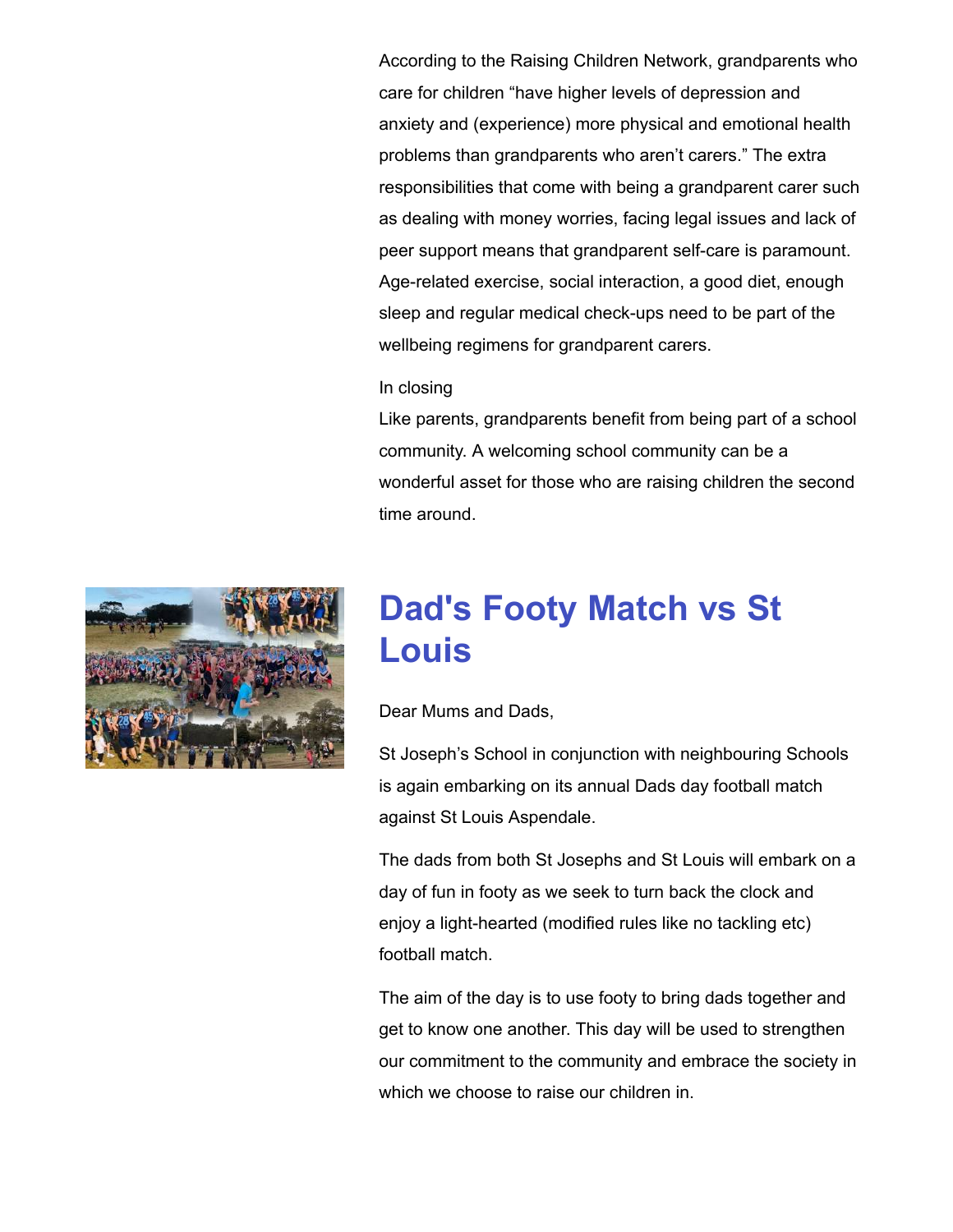According to the Raising Children Network, grandparents who care for children "have higher levels of depression and anxiety and (experience) more physical and emotional health problems than grandparents who aren't carers." The extra responsibilities that come with being a grandparent carer such as dealing with money worries, facing legal issues and lack of peer support means that grandparent self-care is paramount. Age-related exercise, social interaction, a good diet, enough sleep and regular medical check-ups need to be part of the wellbeing regimens for grandparent carers.

In closing

Like parents, grandparents benefit from being part of a school community. A welcoming school community can be a wonderful asset for those who are raising children the second time around.

## Dad's Footy Match vs St Louis

Dear Mums and Dads,

St Joseph's School in conjunction with neighbouring Schools is again embarking on its annual Dads day football match against St Louis Aspendale.

The dads from both St Josephs and St Louis will embark on a day of fun in footy as we seek to turn back the clock and enjoy a light-hearted (modified rules like no tackling etc) football match.

The aim of the day is to use footy to bring dads together and get to know one another. This day will be used to strengthen our commitment to the community and embrace the society in which we choose to raise our children in.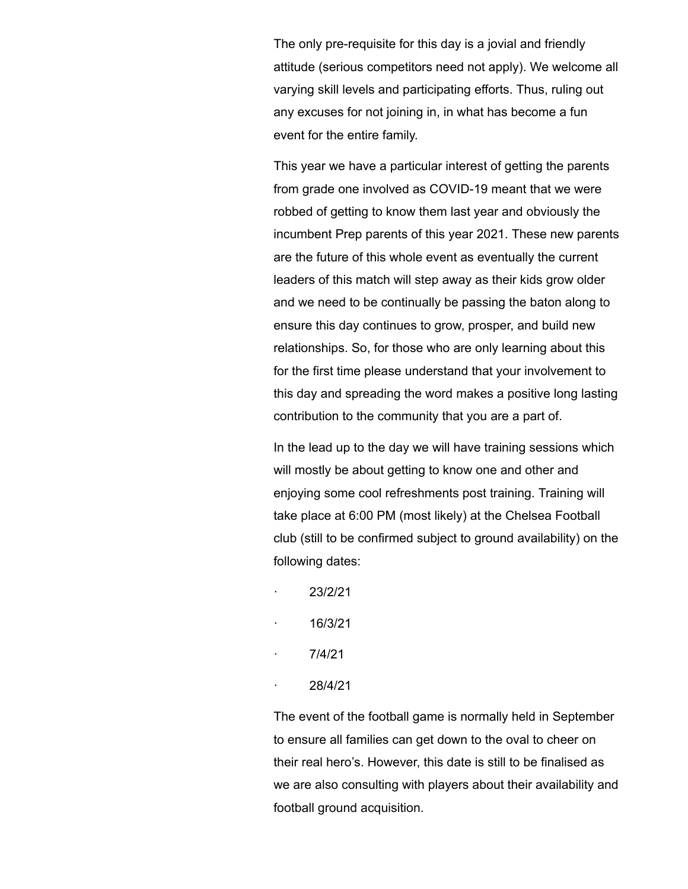The only pre-requisite for this day is a jovial and friendly attitude (serious competitors need not apply). We welcome all varying skill levels and participating efforts. Thus, ruling out any excuses for not joining in, in what has become a fun event for the entire family.

This year we have a particular interest of getting the parents from grade one involved as COVID-19 meant that we were robbed of getting to know them last year and obviously the incumbent Prep parents of this year 2021. These new parents are the future of this whole event as eventually the current leaders of this match will step away as their kids grow older and we need to be continually be passing the baton along to ensure this day continues to grow, prosper, and build new relationships. So, for those who are only learning about this for the first time please understand that your involvement to this day and spreading the word makes a positive long lasting contribution to the community that you are a part of.

In the lead up to the day we will have training sessions which will mostly be about getting to know one and other and enjoying some cool refreshments post training. Training will take place at 6:00 PM (most likely) at the Chelsea Football club (still to be confirmed subject to ground availability) on the following dates:

- 23/2/21
- 16/3/21
- 7/4/21
- 28/4/21

The event of the football game is normally held in September to ensure all families can get down to the oval to cheer on their real hero's. However, this date is still to be finalised as we are also consulting with players about their availability and football ground acquisition.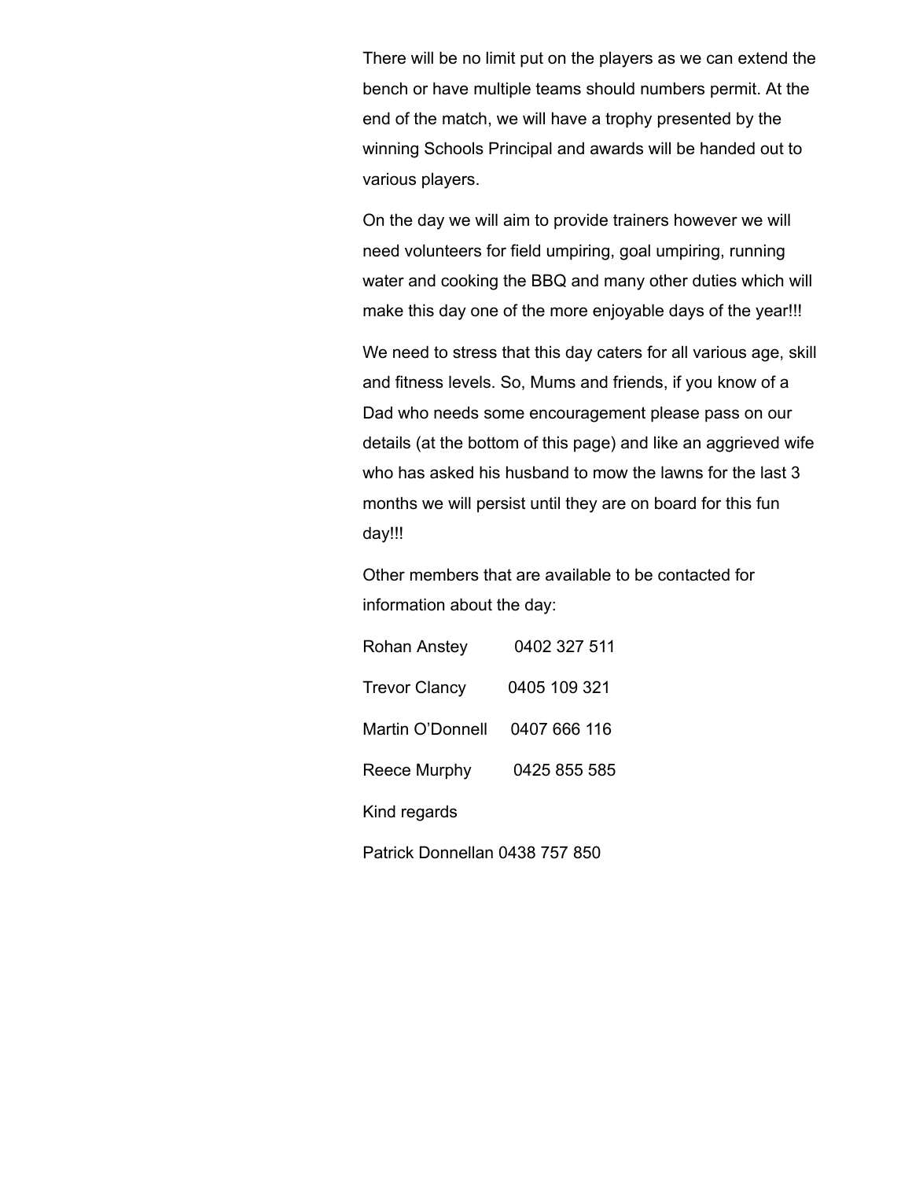There will be no limit put on the players as we can extend the bench or have multiple teams should numbers permit. At the end of the match, we will have a trophy presented by the winning Schools Principal and awards will be handed out to various players.

On the day we will aim to provide trainers however we will need volunteers for field umpiring, goal umpiring, running water and cooking the BBQ and many other duties which will make this day one of the more enjoyable days of the year!!!

We need to stress that this day caters for all various age, skill and fitness levels. So, Mums and friends, if you know of a Dad who needs some encouragement please pass on our details (at the bottom of this page) and like an aggrieved wife who has asked his husband to mow the lawns for the last 3 months we will persist until they are on board for this fun day!!!

Other members that are available to be contacted for information about the day:

Rohan Anstey 0402 327 511

Trevor Clancy 0405 109 321

Martin O'Donnell 0407 666 116

Reece Murphy 0425 855 585

Kind regards

Patrick Donnellan 0438 757 850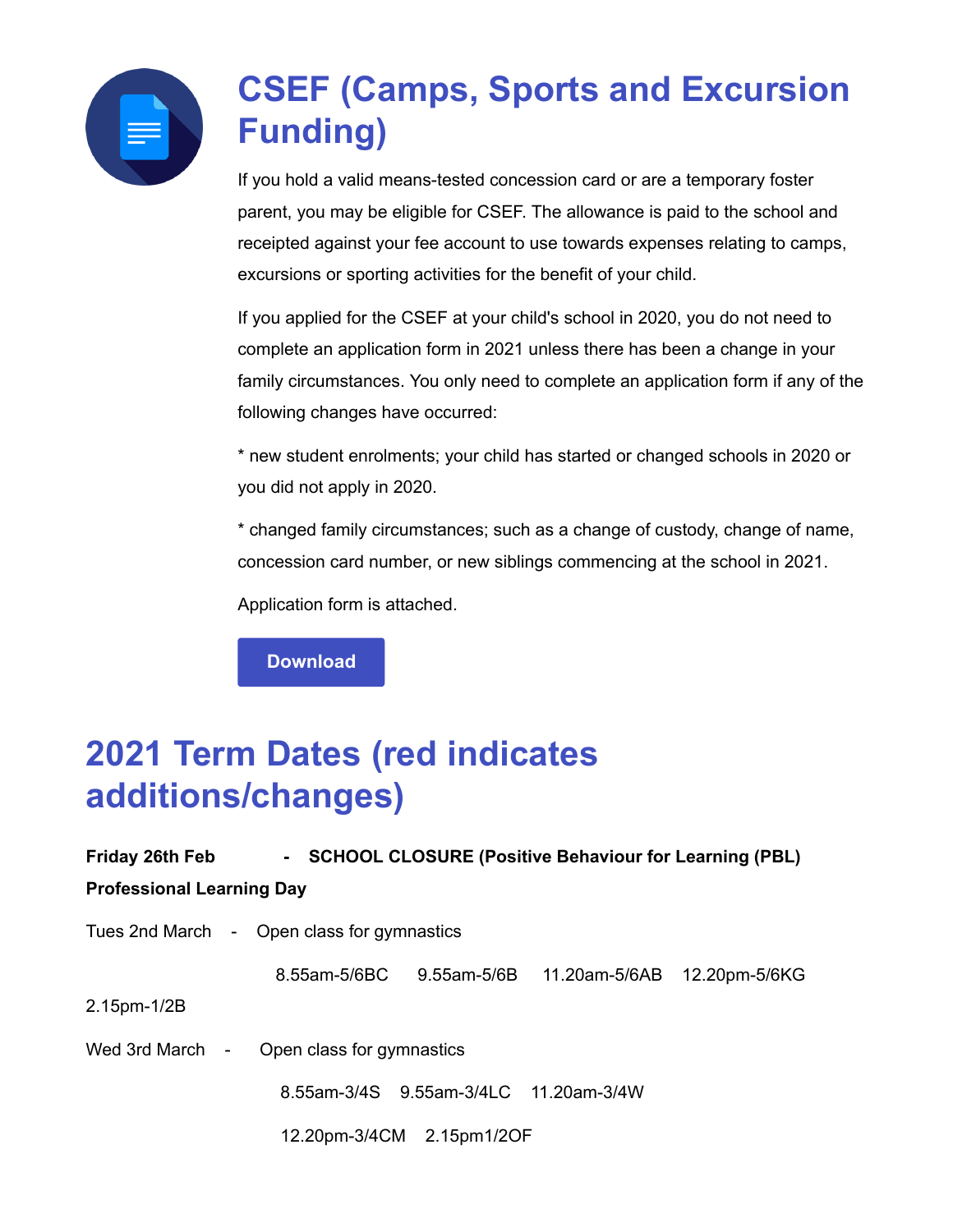# CSEF (Camps, Sports and Excursion Funding)

If you hold a valid means-tested concession card or are a temporary foster parent, you may be eligible for CSEF. The allowance is paid to the school and receipted against your fee account to use towards expenses relating to camps, excursions or sporting activities for the benefit of your child.

If you applied for the CSEF at your child's school in 2020, you do not need to complete an application form in 2021 unless there has been a change in your family circumstances. You only need to complete an application form if any of the following changes have occurred:

* new student enrolments; your child has started or changed schools in 2020 or you did not apply in 2020.

* changed family circumstances; such as a change of custody, change of name, concession card number, or new siblings commencing at the school in 2021.

Application form is attached.

Download

# 2021 Term Dates (red indicates additions/changes)

**Friday 26th Feb - SCHOOL CLOSURE (Positive Behaviour for Learning (PBL) Professional Learning Day**

Tues 2nd March - Open class for gymnastics

8.55am-5/6BC 9.55am-5/6B 11.20am-5/6AB 12.20pm-5/6KG 2.15pm-1/2B

Wed 3rd March - Open class for gymnastics

8.55am-3/4S 9.55am-3/4LC 11.20am-3/4W

12.20pm-3/4CM 2.15pm1/2OF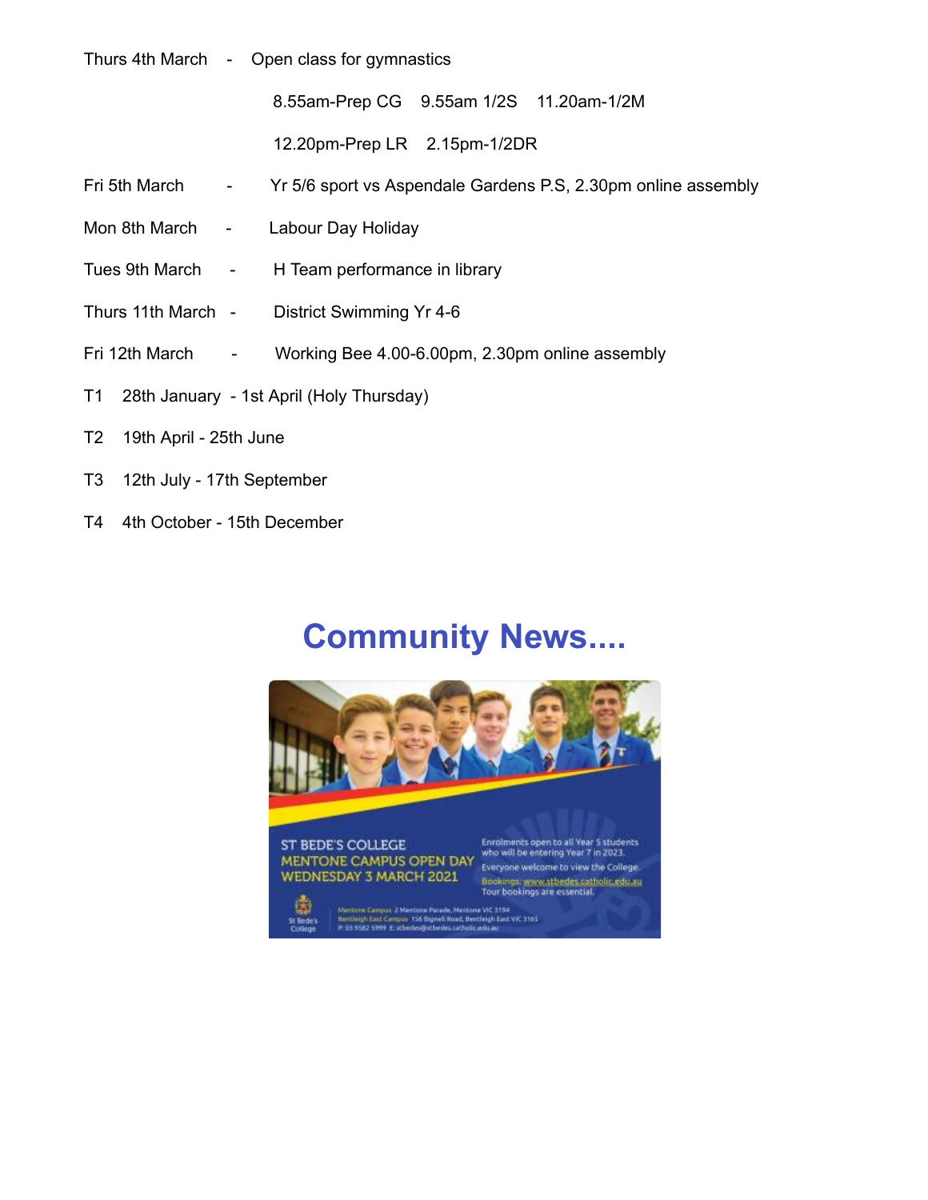Thurs 4th March - Open class for gymnastics

8.55am-Prep CG 9.55am 1/2S 11.20am-1/2M

12.20pm-Prep LR 2.15pm-1/2DR

Fri 5th March - Yr 5/6 sport vs Aspendale Gardens P.S, 2.30pm online assembly

Mon 8th March - Labour Day Holiday

Tues 9th March - H Team performance in library

Thurs 11th March - District Swimming Yr 4-6

Fri 12th March - Working Bee 4.00-6.00pm, 2.30pm online assembly

T1 28th January - 1st April (Holy Thursday)

T2 19th April - 25th June

T3 12th July - 17th September

T4 4th October - 15th December

# Community News....

ST BEDE'S COLLEGE
MENTONE CAMPUS OPEN DAY
WEDNESDAY 3 MARCH 2021

Enrolments open to all Year 5 students who will be entering Year 7 in 2023.
Everyone welcome to view the College.
Bookings: www.stbedes.catholic.edu.au
Tour bookings are essential.

St Bede's College

Mentone Campus 2 Mentone Parade, Mentone VIC 3194
Bentleigh East Campus 156 Bignell Road, Bentleigh East VIC 3165
P: 03 9582 5999 E: stbedes@stbedes.catholic.edu.au